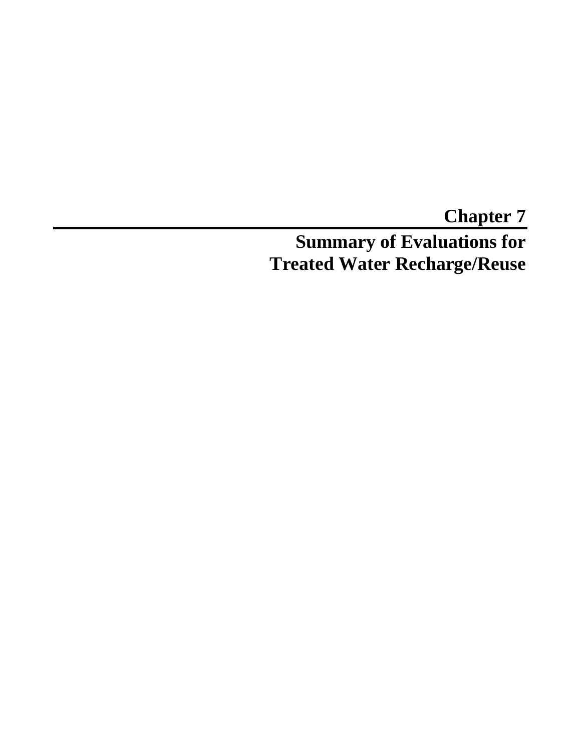# Chapter 7

## Summary of Evaluations for Treated Water Recharge/Reuse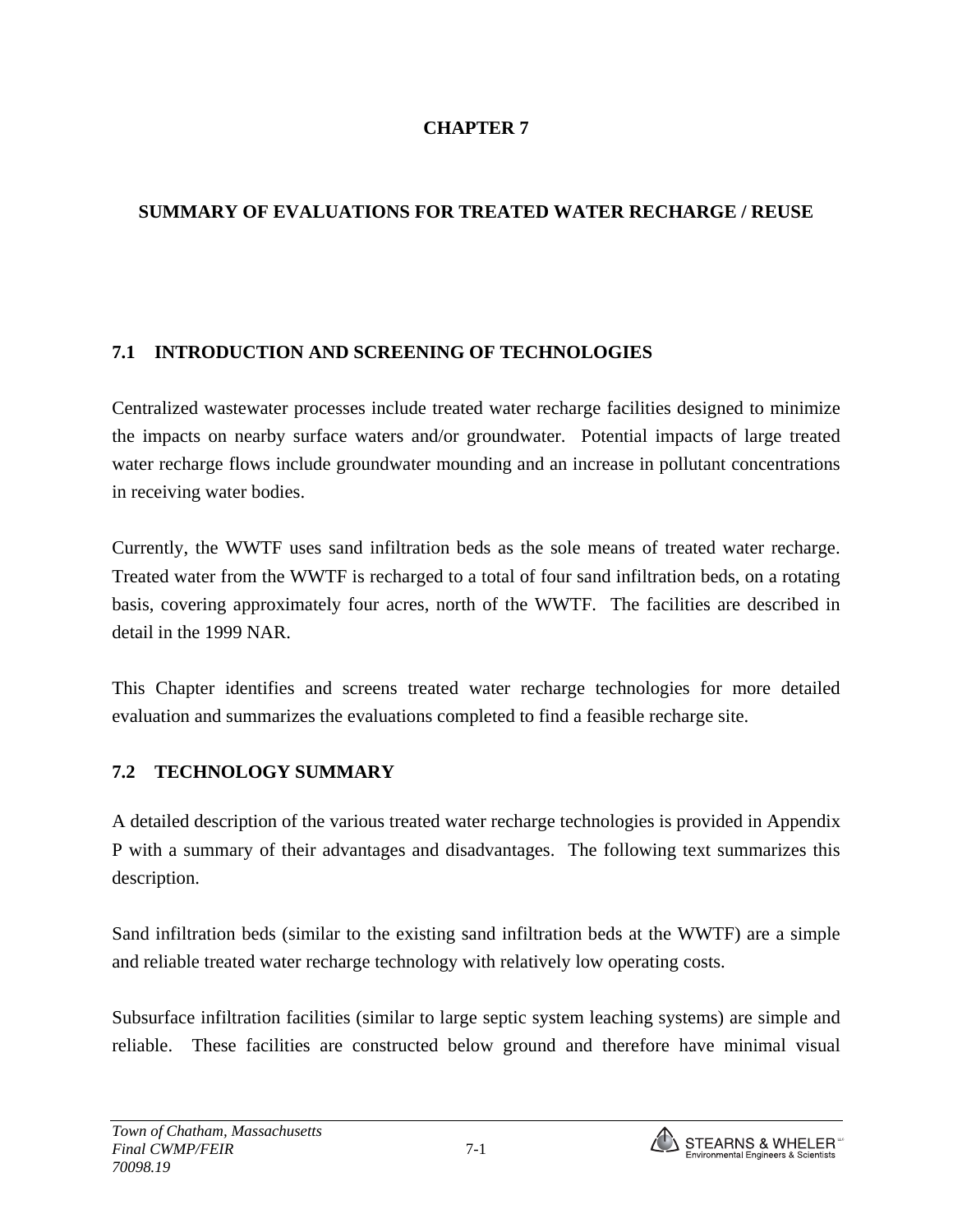# CHAPTER 7

## SUMMARY OF EVALUATIONS FOR TREATED WATER RECHARGE / REUSE

### 7.1 INTRODUCTION AND SCREENING OF TECHNOLOGIES

Centralized wastewater processes include treated water recharge facilities designed to minimize the impacts on nearby surface waters and/or groundwater. Potential impacts of large treated water recharge flows include groundwater mounding and an increase in pollutant concentrations in receiving water bodies.

Currently, the WWTF uses sand infiltration beds as the sole means of treated water recharge. Treated water from the WWTF is recharged to a total of four sand infiltration beds, on a rotating basis, covering approximately four acres, north of the WWTF. The facilities are described in detail in the 1999 NAR.

This Chapter identifies and screens treated water recharge technologies for more detailed evaluation and summarizes the evaluations completed to find a feasible recharge site.

### 7.2 TECHNOLOGY SUMMARY

A detailed description of the various treated water recharge technologies is provided in Appendix P with a summary of their advantages and disadvantages. The following text summarizes this description.

Sand infiltration beds (similar to the existing sand infiltration beds at the WWTF) are a simple and reliable treated water recharge technology with relatively low operating costs.

Subsurface infiltration facilities (similar to large septic system leaching systems) are simple and reliable. These facilities are constructed below ground and therefore have minimal visual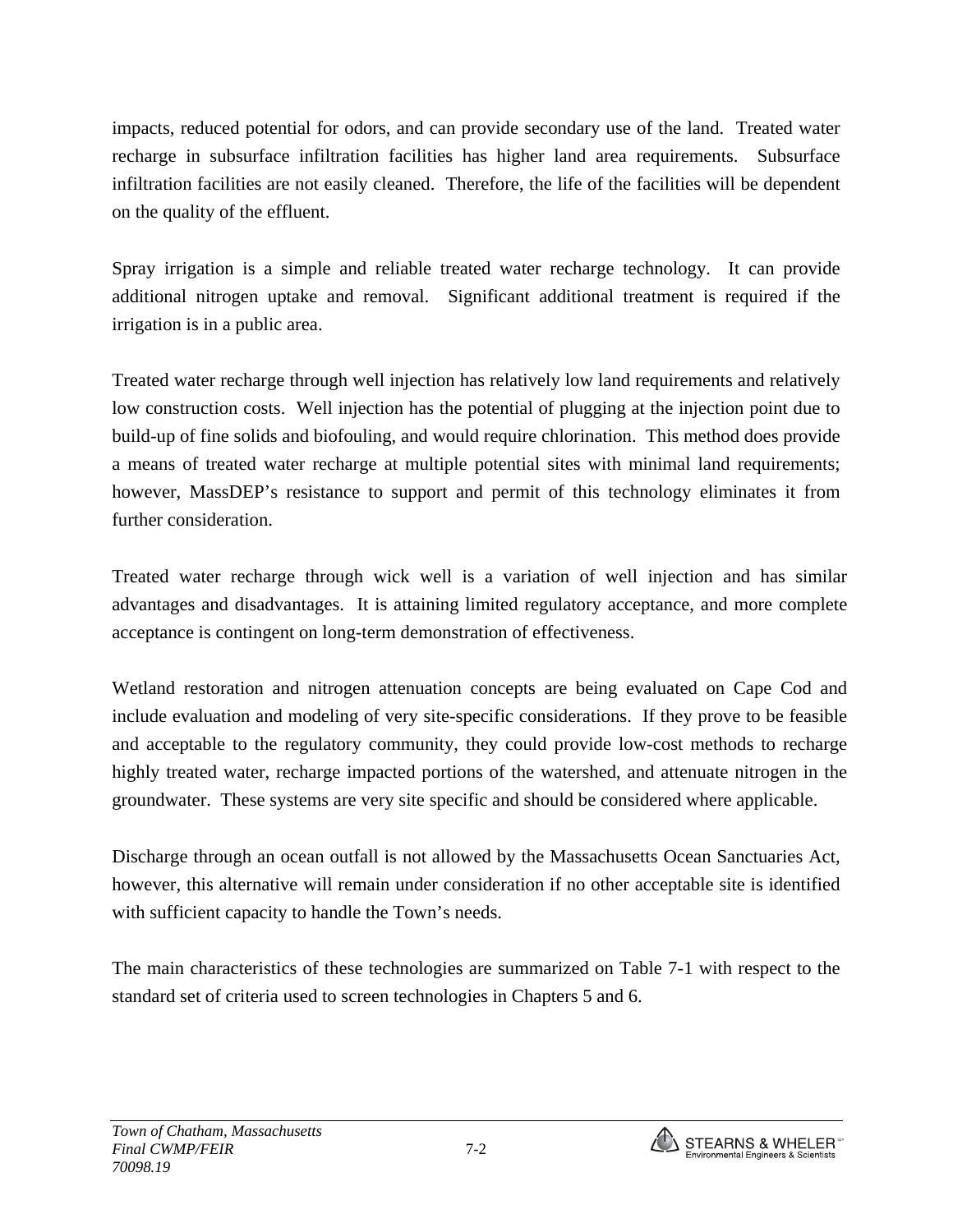impacts, reduced potential for odors, and can provide secondary use of the land. Treated water recharge in subsurface infiltration facilities has higher land area requirements. Subsurface infiltration facilities are not easily cleaned. Therefore, the life of the facilities will be dependent on the quality of the effluent.

Spray irrigation is a simple and reliable treated water recharge technology. It can provide additional nitrogen uptake and removal. Significant additional treatment is required if the irrigation is in a public area.

Treated water recharge through well injection has relatively low land requirements and relatively low construction costs. Well injection has the potential of plugging at the injection point due to build-up of fine solids and biofouling, and would require chlorination. This method does provide a means of treated water recharge at multiple potential sites with minimal land requirements; however, MassDEP's resistance to support and permit of this technology eliminates it from further consideration.

Treated water recharge through wick well is a variation of well injection and has similar advantages and disadvantages. It is attaining limited regulatory acceptance, and more complete acceptance is contingent on long-term demonstration of effectiveness.

Wetland restoration and nitrogen attenuation concepts are being evaluated on Cape Cod and include evaluation and modeling of very site-specific considerations. If they prove to be feasible and acceptable to the regulatory community, they could provide low-cost methods to recharge highly treated water, recharge impacted portions of the watershed, and attenuate nitrogen in the groundwater. These systems are very site specific and should be considered where applicable.

Discharge through an ocean outfall is not allowed by the Massachusetts Ocean Sanctuaries Act, however, this alternative will remain under consideration if no other acceptable site is identified with sufficient capacity to handle the Town's needs.

The main characteristics of these technologies are summarized on Table 7-1 with respect to the standard set of criteria used to screen technologies in Chapters 5 and 6.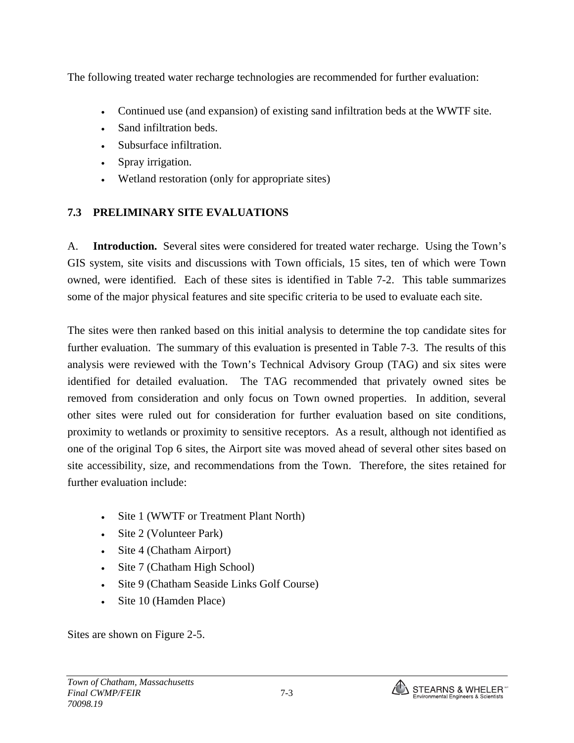The following treated water recharge technologies are recommended for further evaluation:

- Continued use (and expansion) of existing sand infiltration beds at the WWTF site.
- Sand infiltration beds.
- Subsurface infiltration.
- Spray irrigation.
- Wetland restoration (only for appropriate sites)

## 7.3 PRELIMINARY SITE EVALUATIONS

A. **Introduction.** Several sites were considered for treated water recharge. Using the Town's GIS system, site visits and discussions with Town officials, 15 sites, ten of which were Town owned, were identified. Each of these sites is identified in Table 7-2. This table summarizes some of the major physical features and site specific criteria to be used to evaluate each site.

The sites were then ranked based on this initial analysis to determine the top candidate sites for further evaluation. The summary of this evaluation is presented in Table 7-3. The results of this analysis were reviewed with the Town's Technical Advisory Group (TAG) and six sites were identified for detailed evaluation. The TAG recommended that privately owned sites be removed from consideration and only focus on Town owned properties. In addition, several other sites were ruled out for consideration for further evaluation based on site conditions, proximity to wetlands or proximity to sensitive receptors. As a result, although not identified as one of the original Top 6 sites, the Airport site was moved ahead of several other sites based on site accessibility, size, and recommendations from the Town. Therefore, the sites retained for further evaluation include:

- Site 1 (WWTF or Treatment Plant North)
- Site 2 (Volunteer Park)
- Site 4 (Chatham Airport)
- Site 7 (Chatham High School)
- Site 9 (Chatham Seaside Links Golf Course)
- Site 10 (Hamden Place)

Sites are shown on Figure 2-5.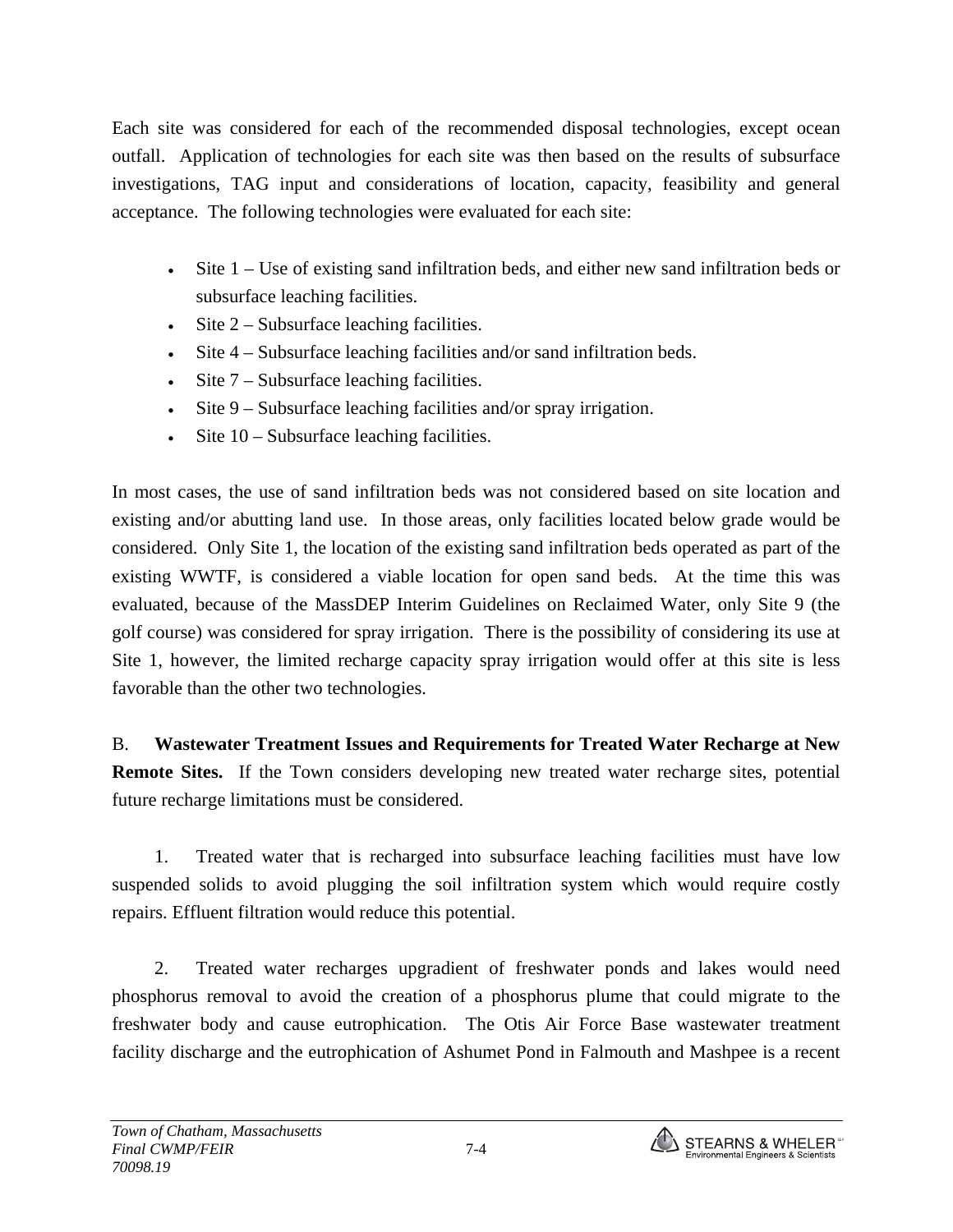Each site was considered for each of the recommended disposal technologies, except ocean outfall. Application of technologies for each site was then based on the results of subsurface investigations, TAG input and considerations of location, capacity, feasibility and general acceptance. The following technologies were evaluated for each site:

- Site 1 – Use of existing sand infiltration beds, and either new sand infiltration beds or subsurface leaching facilities.
- Site 2 – Subsurface leaching facilities.
- Site 4 – Subsurface leaching facilities and/or sand infiltration beds.
- Site 7 – Subsurface leaching facilities.
- Site 9 – Subsurface leaching facilities and/or spray irrigation.
- Site 10 – Subsurface leaching facilities.

In most cases, the use of sand infiltration beds was not considered based on site location and existing and/or abutting land use. In those areas, only facilities located below grade would be considered. Only Site 1, the location of the existing sand infiltration beds operated as part of the existing WWTF, is considered a viable location for open sand beds. At the time this was evaluated, because of the MassDEP Interim Guidelines on Reclaimed Water, only Site 9 (the golf course) was considered for spray irrigation. There is the possibility of considering its use at Site 1, however, the limited recharge capacity spray irrigation would offer at this site is less favorable than the other two technologies.

B. **Wastewater Treatment Issues and Requirements for Treated Water Recharge at New Remote Sites.** If the Town considers developing new treated water recharge sites, potential future recharge limitations must be considered.

1. Treated water that is recharged into subsurface leaching facilities must have low suspended solids to avoid plugging the soil infiltration system which would require costly repairs. Effluent filtration would reduce this potential.

2. Treated water recharges upgradient of freshwater ponds and lakes would need phosphorus removal to avoid the creation of a phosphorus plume that could migrate to the freshwater body and cause eutrophication. The Otis Air Force Base wastewater treatment facility discharge and the eutrophication of Ashumet Pond in Falmouth and Mashpee is a recent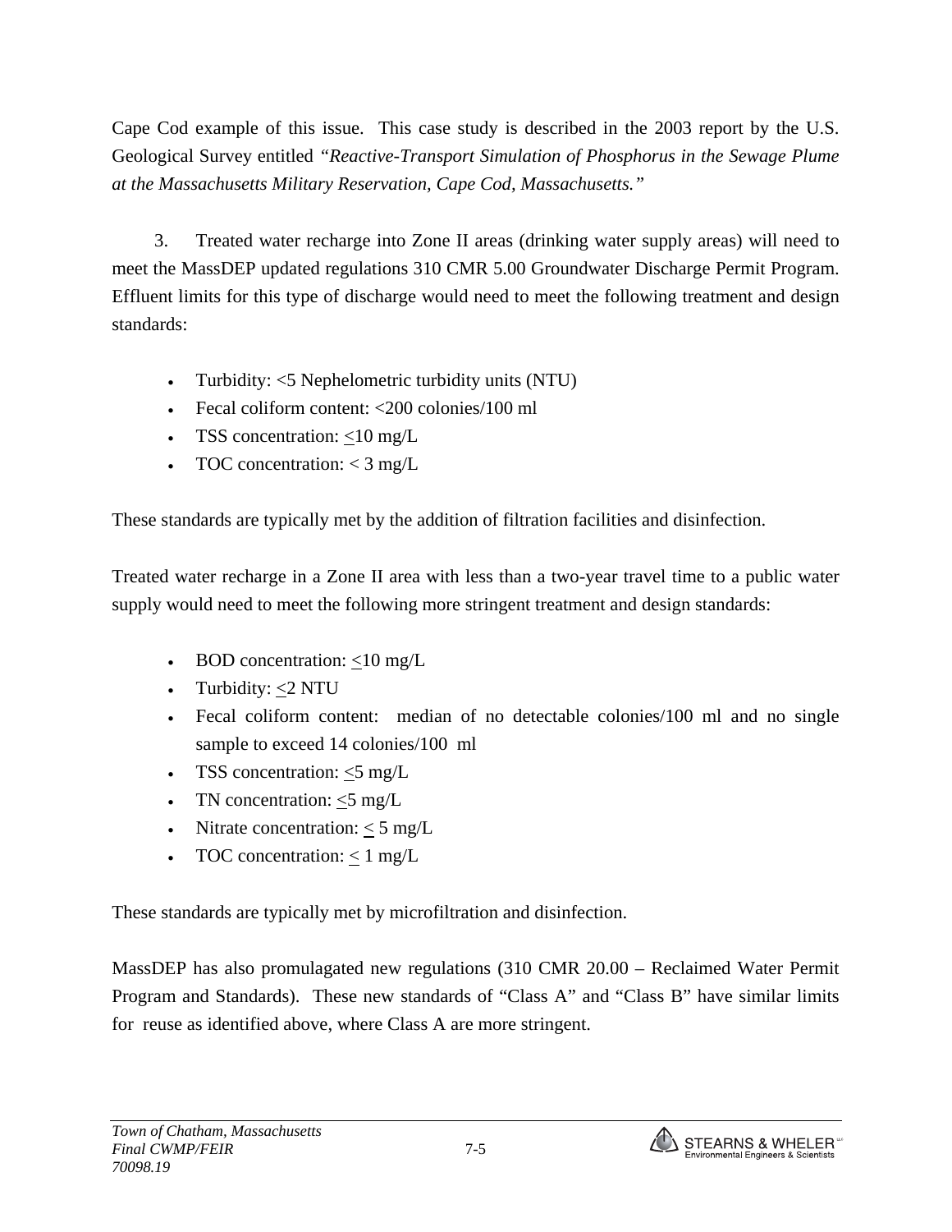Cape Cod example of this issue. This case study is described in the 2003 report by the U.S. Geological Survey entitled *"Reactive-Transport Simulation of Phosphorus in the Sewage Plume at the Massachusetts Military Reservation, Cape Cod, Massachusetts."*

3. Treated water recharge into Zone II areas (drinking water supply areas) will need to meet the MassDEP updated regulations 310 CMR 5.00 Groundwater Discharge Permit Program. Effluent limits for this type of discharge would need to meet the following treatment and design standards:

- Turbidity: <5 Nephelometric turbidity units (NTU)
- Fecal coliform content: <200 colonies/100 ml
- TSS concentration: ≤10 mg/L
- TOC concentration: < 3 mg/L

These standards are typically met by the addition of filtration facilities and disinfection.

Treated water recharge in a Zone II area with less than a two-year travel time to a public water supply would need to meet the following more stringent treatment and design standards:

- BOD concentration: ≤10 mg/L
- Turbidity: ≤2 NTU
- Fecal coliform content: median of no detectable colonies/100 ml and no single sample to exceed 14 colonies/100 ml
- TSS concentration: ≤5 mg/L
- TN concentration: ≤5 mg/L
- Nitrate concentration: ≤ 5 mg/L
- TOC concentration: ≤ 1 mg/L

These standards are typically met by microfiltration and disinfection.

MassDEP has also promulagated new regulations (310 CMR 20.00 – Reclaimed Water Permit Program and Standards). These new standards of "Class A" and "Class B" have similar limits for reuse as identified above, where Class A are more stringent.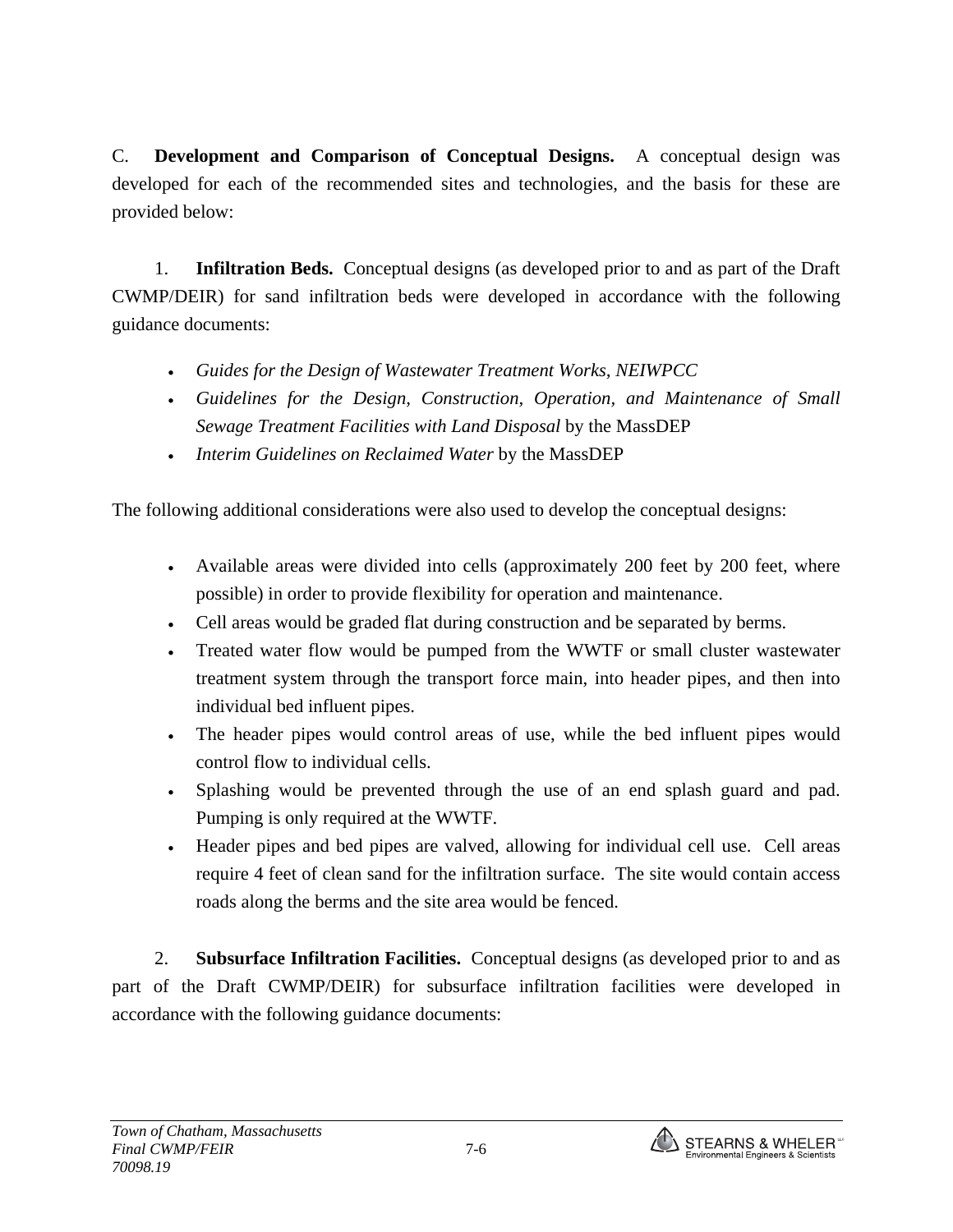C. **Development and Comparison of Conceptual Designs.** A conceptual design was developed for each of the recommended sites and technologies, and the basis for these are provided below:

1. **Infiltration Beds.** Conceptual designs (as developed prior to and as part of the Draft CWMP/DEIR) for sand infiltration beds were developed in accordance with the following guidance documents:

- *Guides for the Design of Wastewater Treatment Works, NEIWPCC*
- *Guidelines for the Design, Construction, Operation, and Maintenance of Small Sewage Treatment Facilities with Land Disposal* by the MassDEP
- *Interim Guidelines on Reclaimed Water* by the MassDEP

The following additional considerations were also used to develop the conceptual designs:

- Available areas were divided into cells (approximately 200 feet by 200 feet, where possible) in order to provide flexibility for operation and maintenance.
- Cell areas would be graded flat during construction and be separated by berms.
- Treated water flow would be pumped from the WWTF or small cluster wastewater treatment system through the transport force main, into header pipes, and then into individual bed influent pipes.
- The header pipes would control areas of use, while the bed influent pipes would control flow to individual cells.
- Splashing would be prevented through the use of an end splash guard and pad. Pumping is only required at the WWTF.
- Header pipes and bed pipes are valved, allowing for individual cell use. Cell areas require 4 feet of clean sand for the infiltration surface. The site would contain access roads along the berms and the site area would be fenced.

2. **Subsurface Infiltration Facilities.** Conceptual designs (as developed prior to and as part of the Draft CWMP/DEIR) for subsurface infiltration facilities were developed in accordance with the following guidance documents: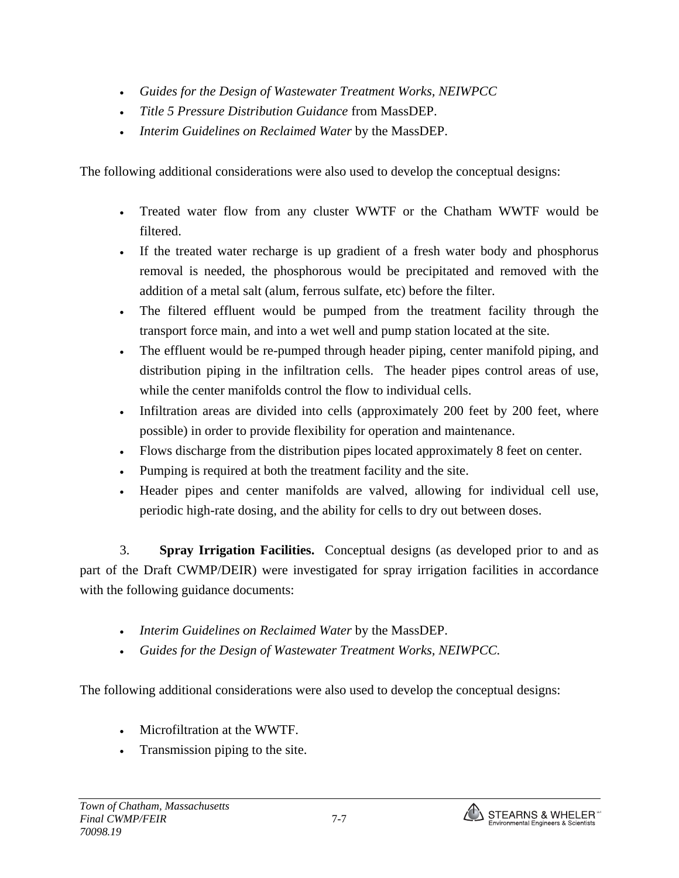- *Guides for the Design of Wastewater Treatment Works, NEIWPCC*
- *Title 5 Pressure Distribution Guidance* from MassDEP.
- *Interim Guidelines on Reclaimed Water* by the MassDEP.

The following additional considerations were also used to develop the conceptual designs:

- Treated water flow from any cluster WWTF or the Chatham WWTF would be filtered.
- If the treated water recharge is up gradient of a fresh water body and phosphorus removal is needed, the phosphorous would be precipitated and removed with the addition of a metal salt (alum, ferrous sulfate, etc) before the filter.
- The filtered effluent would be pumped from the treatment facility through the transport force main, and into a wet well and pump station located at the site.
- The effluent would be re-pumped through header piping, center manifold piping, and distribution piping in the infiltration cells. The header pipes control areas of use, while the center manifolds control the flow to individual cells.
- Infiltration areas are divided into cells (approximately 200 feet by 200 feet, where possible) in order to provide flexibility for operation and maintenance.
- Flows discharge from the distribution pipes located approximately 8 feet on center.
- Pumping is required at both the treatment facility and the site.
- Header pipes and center manifolds are valved, allowing for individual cell use, periodic high-rate dosing, and the ability for cells to dry out between doses.

3. **Spray Irrigation Facilities.** Conceptual designs (as developed prior to and as part of the Draft CWMP/DEIR) were investigated for spray irrigation facilities in accordance with the following guidance documents:

- *Interim Guidelines on Reclaimed Water* by the MassDEP.
- *Guides for the Design of Wastewater Treatment Works, NEIWPCC.*

The following additional considerations were also used to develop the conceptual designs:

- Microfiltration at the WWTF.
- Transmission piping to the site.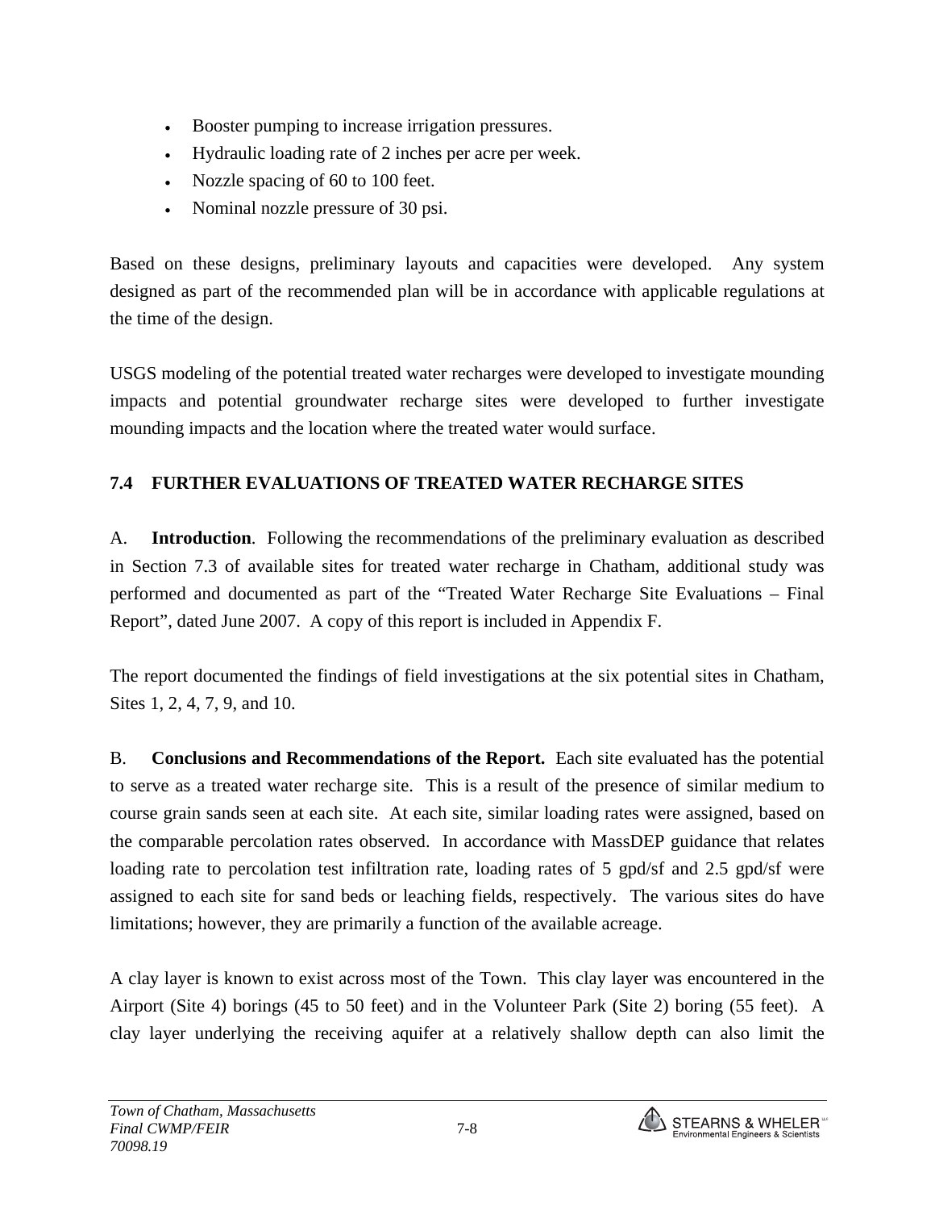- Booster pumping to increase irrigation pressures.
- Hydraulic loading rate of 2 inches per acre per week.
- Nozzle spacing of 60 to 100 feet.
- Nominal nozzle pressure of 30 psi.

Based on these designs, preliminary layouts and capacities were developed. Any system designed as part of the recommended plan will be in accordance with applicable regulations at the time of the design.

USGS modeling of the potential treated water recharges were developed to investigate mounding impacts and potential groundwater recharge sites were developed to further investigate mounding impacts and the location where the treated water would surface.

## 7.4 FURTHER EVALUATIONS OF TREATED WATER RECHARGE SITES

A. **Introduction**. Following the recommendations of the preliminary evaluation as described in Section 7.3 of available sites for treated water recharge in Chatham, additional study was performed and documented as part of the "Treated Water Recharge Site Evaluations – Final Report", dated June 2007. A copy of this report is included in Appendix F.

The report documented the findings of field investigations at the six potential sites in Chatham, Sites 1, 2, 4, 7, 9, and 10.

B. **Conclusions and Recommendations of the Report.** Each site evaluated has the potential to serve as a treated water recharge site. This is a result of the presence of similar medium to course grain sands seen at each site. At each site, similar loading rates were assigned, based on the comparable percolation rates observed. In accordance with MassDEP guidance that relates loading rate to percolation test infiltration rate, loading rates of 5 gpd/sf and 2.5 gpd/sf were assigned to each site for sand beds or leaching fields, respectively. The various sites do have limitations; however, they are primarily a function of the available acreage.

A clay layer is known to exist across most of the Town. This clay layer was encountered in the Airport (Site 4) borings (45 to 50 feet) and in the Volunteer Park (Site 2) boring (55 feet). A clay layer underlying the receiving aquifer at a relatively shallow depth can also limit the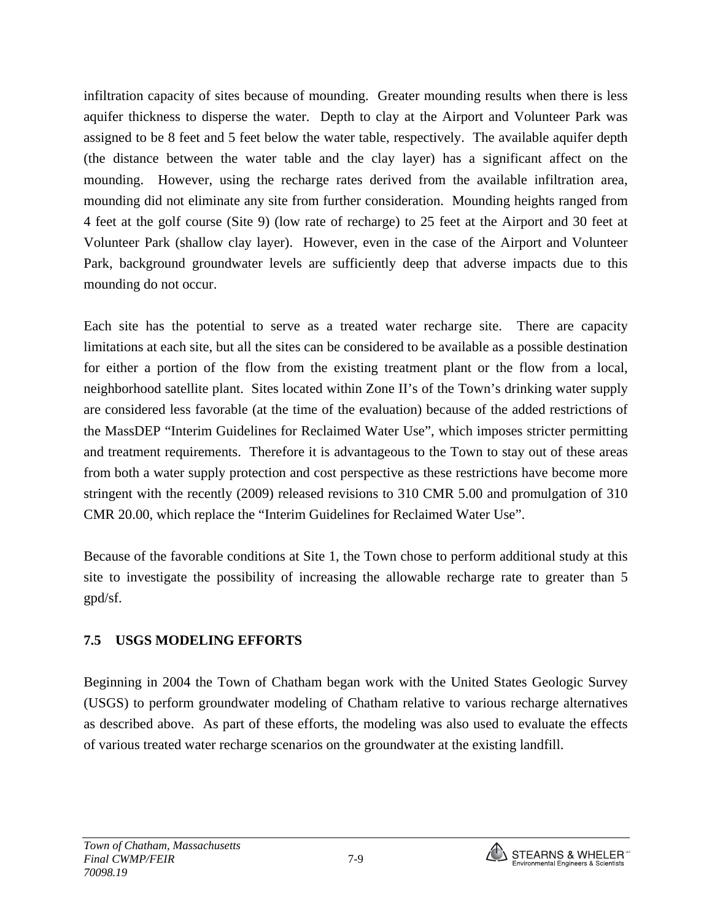infiltration capacity of sites because of mounding. Greater mounding results when there is less aquifer thickness to disperse the water. Depth to clay at the Airport and Volunteer Park was assigned to be 8 feet and 5 feet below the water table, respectively. The available aquifer depth (the distance between the water table and the clay layer) has a significant affect on the mounding. However, using the recharge rates derived from the available infiltration area, mounding did not eliminate any site from further consideration. Mounding heights ranged from 4 feet at the golf course (Site 9) (low rate of recharge) to 25 feet at the Airport and 30 feet at Volunteer Park (shallow clay layer). However, even in the case of the Airport and Volunteer Park, background groundwater levels are sufficiently deep that adverse impacts due to this mounding do not occur.

Each site has the potential to serve as a treated water recharge site. There are capacity limitations at each site, but all the sites can be considered to be available as a possible destination for either a portion of the flow from the existing treatment plant or the flow from a local, neighborhood satellite plant. Sites located within Zone II's of the Town's drinking water supply are considered less favorable (at the time of the evaluation) because of the added restrictions of the MassDEP "Interim Guidelines for Reclaimed Water Use", which imposes stricter permitting and treatment requirements. Therefore it is advantageous to the Town to stay out of these areas from both a water supply protection and cost perspective as these restrictions have become more stringent with the recently (2009) released revisions to 310 CMR 5.00 and promulgation of 310 CMR 20.00, which replace the "Interim Guidelines for Reclaimed Water Use".

Because of the favorable conditions at Site 1, the Town chose to perform additional study at this site to investigate the possibility of increasing the allowable recharge rate to greater than 5 gpd/sf.

## 7.5 USGS MODELING EFFORTS

Beginning in 2004 the Town of Chatham began work with the United States Geologic Survey (USGS) to perform groundwater modeling of Chatham relative to various recharge alternatives as described above. As part of these efforts, the modeling was also used to evaluate the effects of various treated water recharge scenarios on the groundwater at the existing landfill.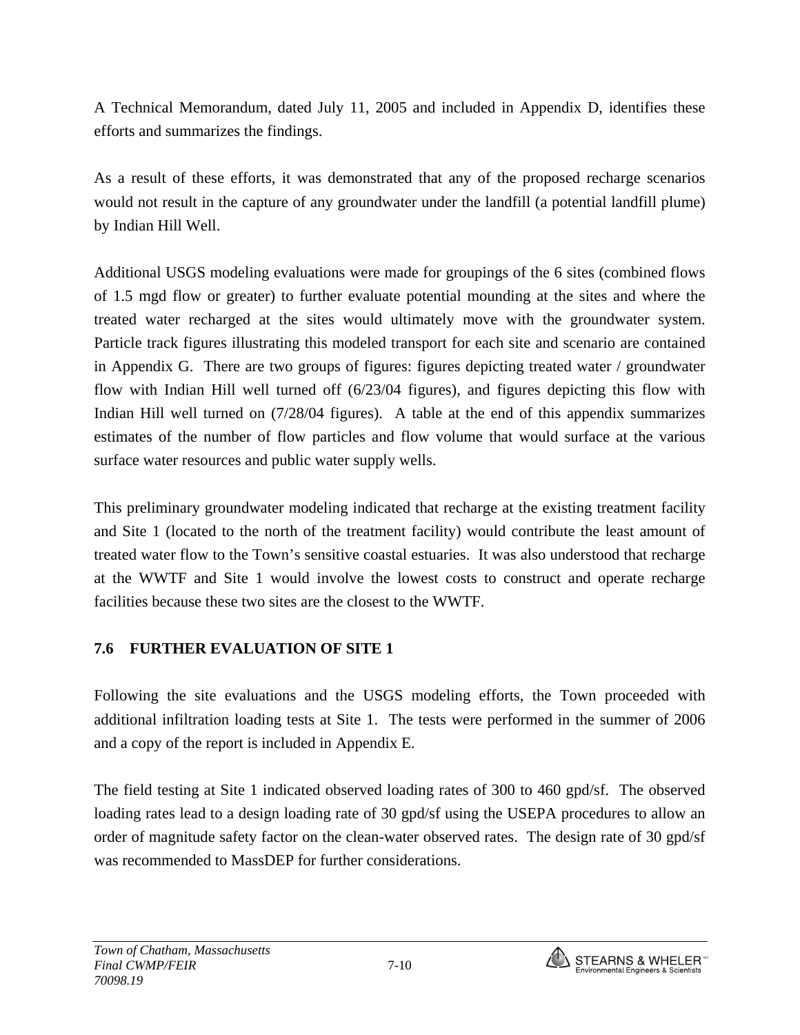A Technical Memorandum, dated July 11, 2005 and included in Appendix D, identifies these efforts and summarizes the findings.

As a result of these efforts, it was demonstrated that any of the proposed recharge scenarios would not result in the capture of any groundwater under the landfill (a potential landfill plume) by Indian Hill Well.

Additional USGS modeling evaluations were made for groupings of the 6 sites (combined flows of 1.5 mgd flow or greater) to further evaluate potential mounding at the sites and where the treated water recharged at the sites would ultimately move with the groundwater system. Particle track figures illustrating this modeled transport for each site and scenario are contained in Appendix G. There are two groups of figures: figures depicting treated water / groundwater flow with Indian Hill well turned off (6/23/04 figures), and figures depicting this flow with Indian Hill well turned on (7/28/04 figures). A table at the end of this appendix summarizes estimates of the number of flow particles and flow volume that would surface at the various surface water resources and public water supply wells.

This preliminary groundwater modeling indicated that recharge at the existing treatment facility and Site 1 (located to the north of the treatment facility) would contribute the least amount of treated water flow to the Town's sensitive coastal estuaries. It was also understood that recharge at the WWTF and Site 1 would involve the lowest costs to construct and operate recharge facilities because these two sites are the closest to the WWTF.

## 7.6 FURTHER EVALUATION OF SITE 1

Following the site evaluations and the USGS modeling efforts, the Town proceeded with additional infiltration loading tests at Site 1. The tests were performed in the summer of 2006 and a copy of the report is included in Appendix E.

The field testing at Site 1 indicated observed loading rates of 300 to 460 gpd/sf. The observed loading rates lead to a design loading rate of 30 gpd/sf using the USEPA procedures to allow an order of magnitude safety factor on the clean-water observed rates. The design rate of 30 gpd/sf was recommended to MassDEP for further considerations.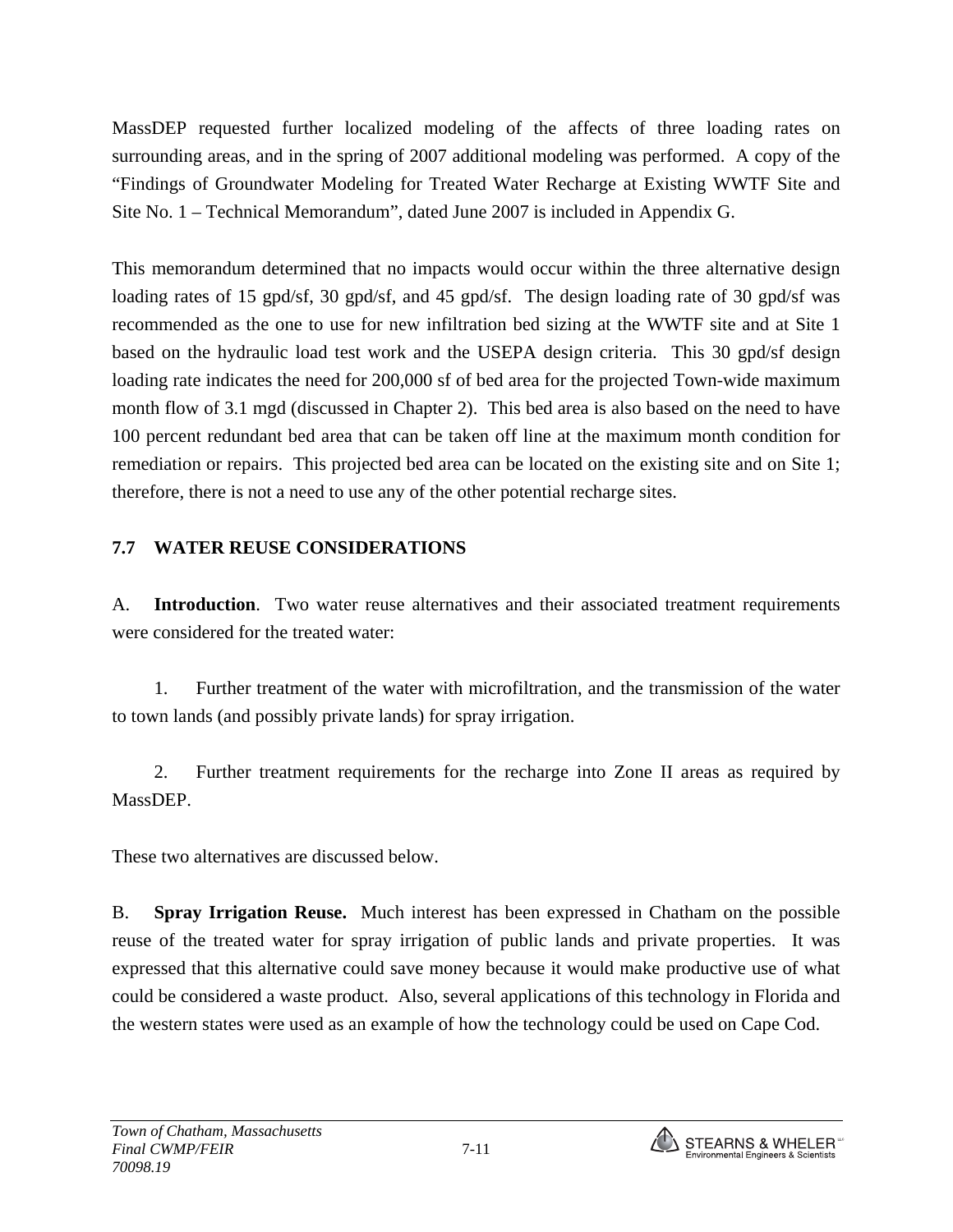MassDEP requested further localized modeling of the affects of three loading rates on surrounding areas, and in the spring of 2007 additional modeling was performed. A copy of the "Findings of Groundwater Modeling for Treated Water Recharge at Existing WWTF Site and Site No. 1 – Technical Memorandum", dated June 2007 is included in Appendix G.

This memorandum determined that no impacts would occur within the three alternative design loading rates of 15 gpd/sf, 30 gpd/sf, and 45 gpd/sf. The design loading rate of 30 gpd/sf was recommended as the one to use for new infiltration bed sizing at the WWTF site and at Site 1 based on the hydraulic load test work and the USEPA design criteria. This 30 gpd/sf design loading rate indicates the need for 200,000 sf of bed area for the projected Town-wide maximum month flow of 3.1 mgd (discussed in Chapter 2). This bed area is also based on the need to have 100 percent redundant bed area that can be taken off line at the maximum month condition for remediation or repairs. This projected bed area can be located on the existing site and on Site 1; therefore, there is not a need to use any of the other potential recharge sites.

## 7.7 WATER REUSE CONSIDERATIONS

A. **Introduction**. Two water reuse alternatives and their associated treatment requirements were considered for the treated water:

1. Further treatment of the water with microfiltration, and the transmission of the water to town lands (and possibly private lands) for spray irrigation.

2. Further treatment requirements for the recharge into Zone II areas as required by MassDEP.

These two alternatives are discussed below.

B. **Spray Irrigation Reuse.** Much interest has been expressed in Chatham on the possible reuse of the treated water for spray irrigation of public lands and private properties. It was expressed that this alternative could save money because it would make productive use of what could be considered a waste product. Also, several applications of this technology in Florida and the western states were used as an example of how the technology could be used on Cape Cod.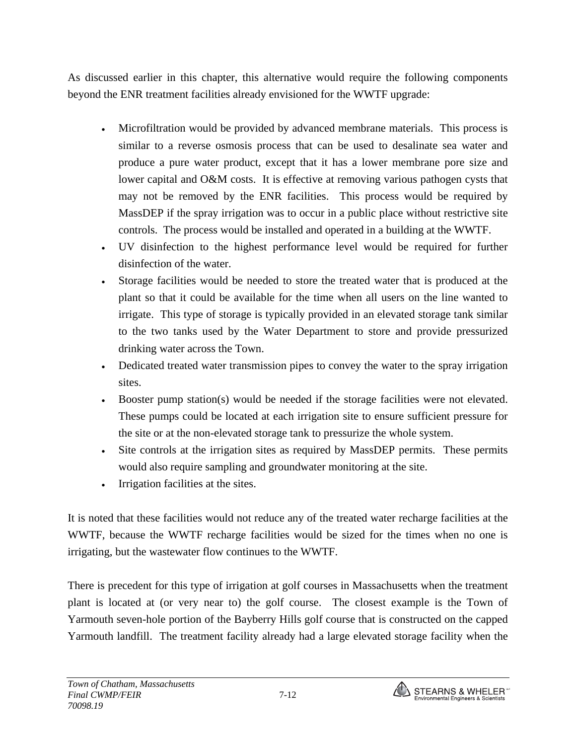As discussed earlier in this chapter, this alternative would require the following components beyond the ENR treatment facilities already envisioned for the WWTF upgrade:

- Microfiltration would be provided by advanced membrane materials. This process is similar to a reverse osmosis process that can be used to desalinate sea water and produce a pure water product, except that it has a lower membrane pore size and lower capital and O&M costs. It is effective at removing various pathogen cysts that may not be removed by the ENR facilities. This process would be required by MassDEP if the spray irrigation was to occur in a public place without restrictive site controls. The process would be installed and operated in a building at the WWTF.
- UV disinfection to the highest performance level would be required for further disinfection of the water.
- Storage facilities would be needed to store the treated water that is produced at the plant so that it could be available for the time when all users on the line wanted to irrigate. This type of storage is typically provided in an elevated storage tank similar to the two tanks used by the Water Department to store and provide pressurized drinking water across the Town.
- Dedicated treated water transmission pipes to convey the water to the spray irrigation sites.
- Booster pump station(s) would be needed if the storage facilities were not elevated. These pumps could be located at each irrigation site to ensure sufficient pressure for the site or at the non-elevated storage tank to pressurize the whole system.
- Site controls at the irrigation sites as required by MassDEP permits. These permits would also require sampling and groundwater monitoring at the site.
- Irrigation facilities at the sites.

It is noted that these facilities would not reduce any of the treated water recharge facilities at the WWTF, because the WWTF recharge facilities would be sized for the times when no one is irrigating, but the wastewater flow continues to the WWTF.

There is precedent for this type of irrigation at golf courses in Massachusetts when the treatment plant is located at (or very near to) the golf course. The closest example is the Town of Yarmouth seven-hole portion of the Bayberry Hills golf course that is constructed on the capped Yarmouth landfill. The treatment facility already had a large elevated storage facility when the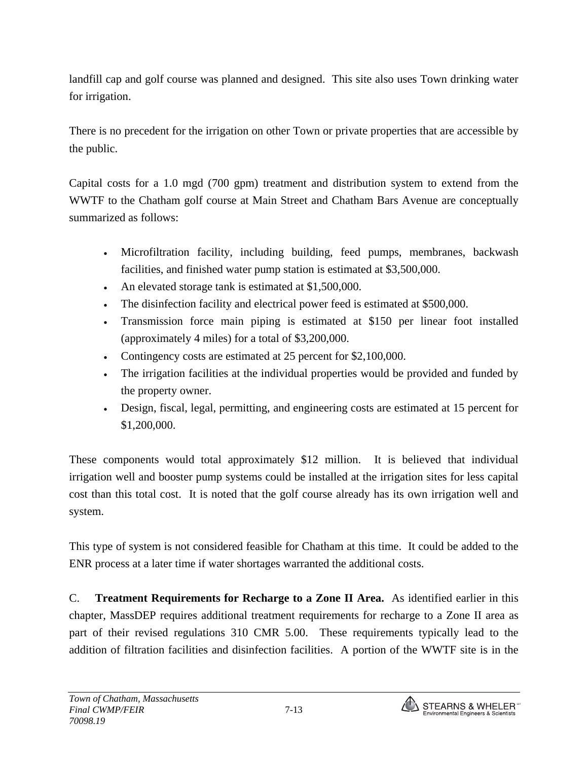landfill cap and golf course was planned and designed. This site also uses Town drinking water for irrigation.

There is no precedent for the irrigation on other Town or private properties that are accessible by the public.

Capital costs for a 1.0 mgd (700 gpm) treatment and distribution system to extend from the WWTF to the Chatham golf course at Main Street and Chatham Bars Avenue are conceptually summarized as follows:

- Microfiltration facility, including building, feed pumps, membranes, backwash facilities, and finished water pump station is estimated at $3,500,000.
- An elevated storage tank is estimated at $1,500,000.
- The disinfection facility and electrical power feed is estimated at $500,000.
- Transmission force main piping is estimated at $150 per linear foot installed (approximately 4 miles) for a total of $3,200,000.
- Contingency costs are estimated at 25 percent for $2,100,000.
- The irrigation facilities at the individual properties would be provided and funded by the property owner.
- Design, fiscal, legal, permitting, and engineering costs are estimated at 15 percent for $1,200,000.

These components would total approximately $12 million. It is believed that individual irrigation well and booster pump systems could be installed at the irrigation sites for less capital cost than this total cost. It is noted that the golf course already has its own irrigation well and system.

This type of system is not considered feasible for Chatham at this time. It could be added to the ENR process at a later time if water shortages warranted the additional costs.

C. **Treatment Requirements for Recharge to a Zone II Area.** As identified earlier in this chapter, MassDEP requires additional treatment requirements for recharge to a Zone II area as part of their revised regulations 310 CMR 5.00. These requirements typically lead to the addition of filtration facilities and disinfection facilities. A portion of the WWTF site is in the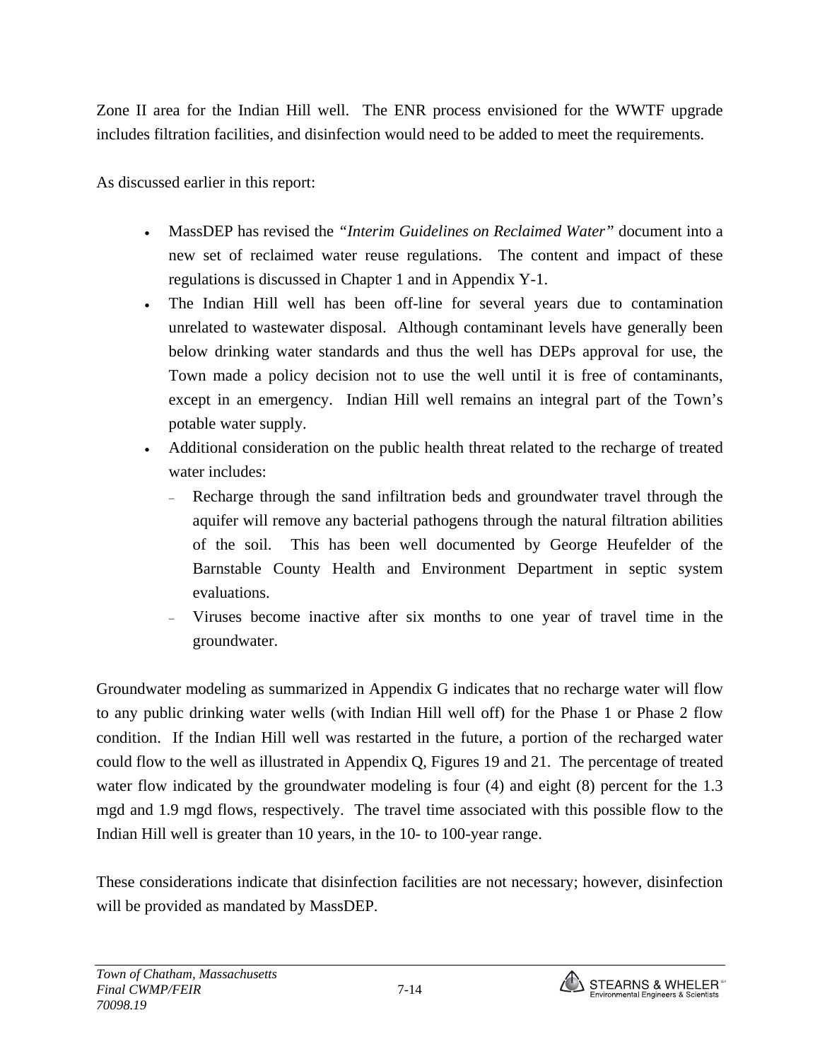Zone II area for the Indian Hill well. The ENR process envisioned for the WWTF upgrade includes filtration facilities, and disinfection would need to be added to meet the requirements.

As discussed earlier in this report:

- MassDEP has revised the *"Interim Guidelines on Reclaimed Water"* document into a new set of reclaimed water reuse regulations. The content and impact of these regulations is discussed in Chapter 1 and in Appendix Y-1.
- The Indian Hill well has been off-line for several years due to contamination unrelated to wastewater disposal. Although contaminant levels have generally been below drinking water standards and thus the well has DEPs approval for use, the Town made a policy decision not to use the well until it is free of contaminants, except in an emergency. Indian Hill well remains an integral part of the Town's potable water supply.
- Additional consideration on the public health threat related to the recharge of treated water includes:
  - Recharge through the sand infiltration beds and groundwater travel through the aquifer will remove any bacterial pathogens through the natural filtration abilities of the soil. This has been well documented by George Heufelder of the Barnstable County Health and Environment Department in septic system evaluations.
  - Viruses become inactive after six months to one year of travel time in the groundwater.

Groundwater modeling as summarized in Appendix G indicates that no recharge water will flow to any public drinking water wells (with Indian Hill well off) for the Phase 1 or Phase 2 flow condition. If the Indian Hill well was restarted in the future, a portion of the recharged water could flow to the well as illustrated in Appendix Q, Figures 19 and 21. The percentage of treated water flow indicated by the groundwater modeling is four (4) and eight (8) percent for the 1.3 mgd and 1.9 mgd flows, respectively. The travel time associated with this possible flow to the Indian Hill well is greater than 10 years, in the 10- to 100-year range.

These considerations indicate that disinfection facilities are not necessary; however, disinfection will be provided as mandated by MassDEP.